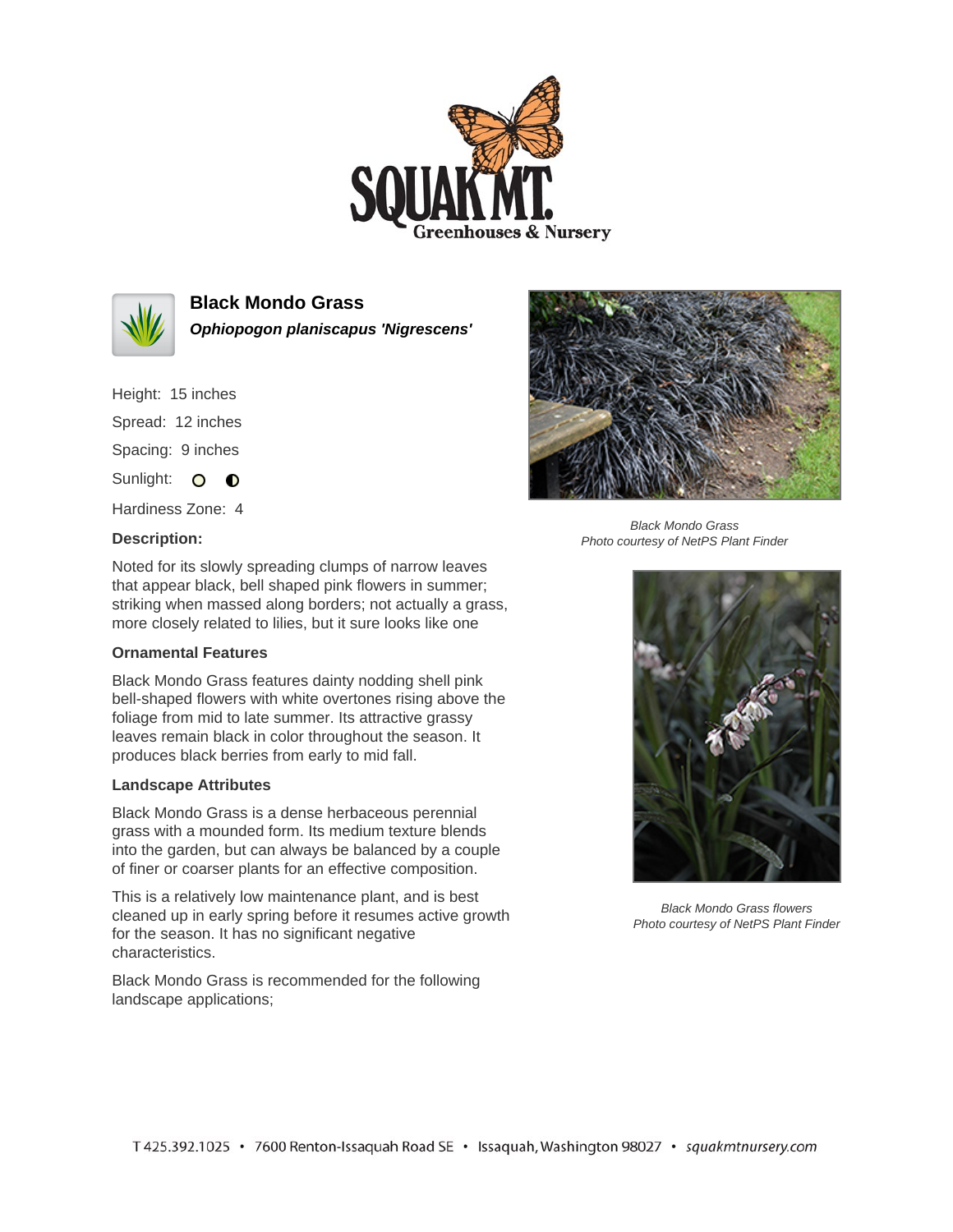# Black Mondo Grass

***Ophiopogon planiscapus 'Nigrescens'***

Height: 15 inches

Spread: 12 inches

Spacing: 9 inches

Sunlight:

Hardiness Zone: 4

**Description:**

Noted for its slowly spreading clumps of narrow leaves that appear black, bell shaped pink flowers in summer; striking when massed along borders; not actually a grass, more closely related to lilies, but it sure looks like one

### Ornamental Features

Black Mondo Grass features dainty nodding shell pink bell-shaped flowers with white overtones rising above the foliage from mid to late summer. Its attractive grassy leaves remain black in color throughout the season. It produces black berries from early to mid fall.

### Landscape Attributes

Black Mondo Grass is a dense herbaceous perennial grass with a mounded form. Its medium texture blends into the garden, but can always be balanced by a couple of finer or coarser plants for an effective composition.

This is a relatively low maintenance plant, and is best cleaned up in early spring before it resumes active growth for the season. It has no significant negative characteristics.

Black Mondo Grass is recommended for the following landscape applications;

*Black Mondo Grass*
*Photo courtesy of NetPS Plant Finder*

*Black Mondo Grass flowers*
*Photo courtesy of NetPS Plant Finder*

T 425.392.1025 • 7600 Renton-Issaquah Road SE • Issaquah, Washington 98027 • *squakmtnursery.com*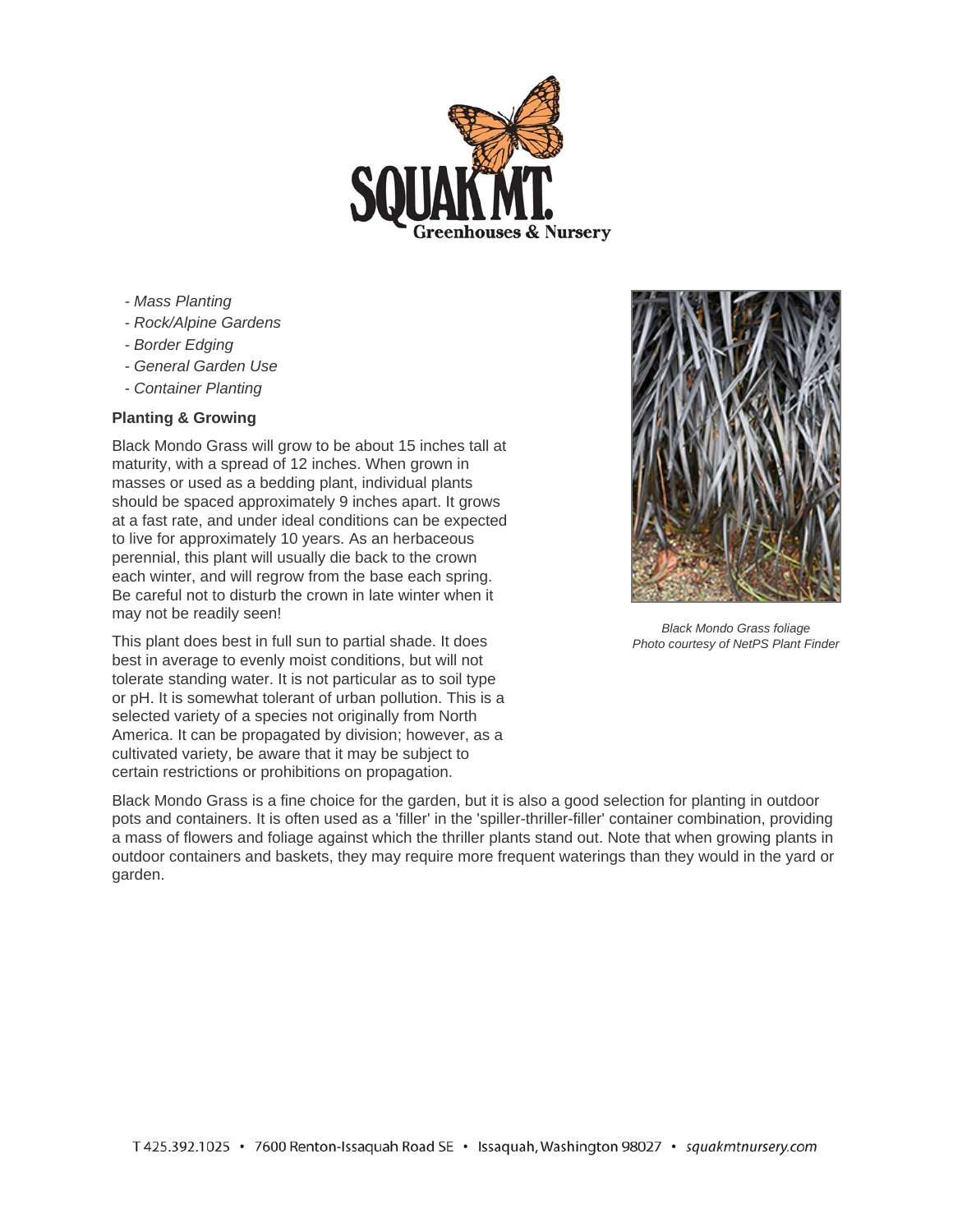- *Mass Planting*
- *Rock/Alpine Gardens*
- *Border Edging*
- *General Garden Use*
- *Container Planting*

**Planting & Growing**

Black Mondo Grass will grow to be about 15 inches tall at maturity, with a spread of 12 inches. When grown in masses or used as a bedding plant, individual plants should be spaced approximately 9 inches apart. It grows at a fast rate, and under ideal conditions can be expected to live for approximately 10 years. As an herbaceous perennial, this plant will usually die back to the crown each winter, and will regrow from the base each spring. Be careful not to disturb the crown in late winter when it may not be readily seen!

This plant does best in full sun to partial shade. It does best in average to evenly moist conditions, but will not tolerate standing water. It is not particular as to soil type or pH. It is somewhat tolerant of urban pollution. This is a selected variety of a species not originally from North America. It can be propagated by division; however, as a cultivated variety, be aware that it may be subject to certain restrictions or prohibitions on propagation.

*Black Mondo Grass foliage*
*Photo courtesy of NetPS Plant Finder*

Black Mondo Grass is a fine choice for the garden, but it is also a good selection for planting in outdoor pots and containers. It is often used as a 'filler' in the 'spiller-thriller-filler' container combination, providing a mass of flowers and foliage against which the thriller plants stand out. Note that when growing plants in outdoor containers and baskets, they may require more frequent waterings than they would in the yard or garden.